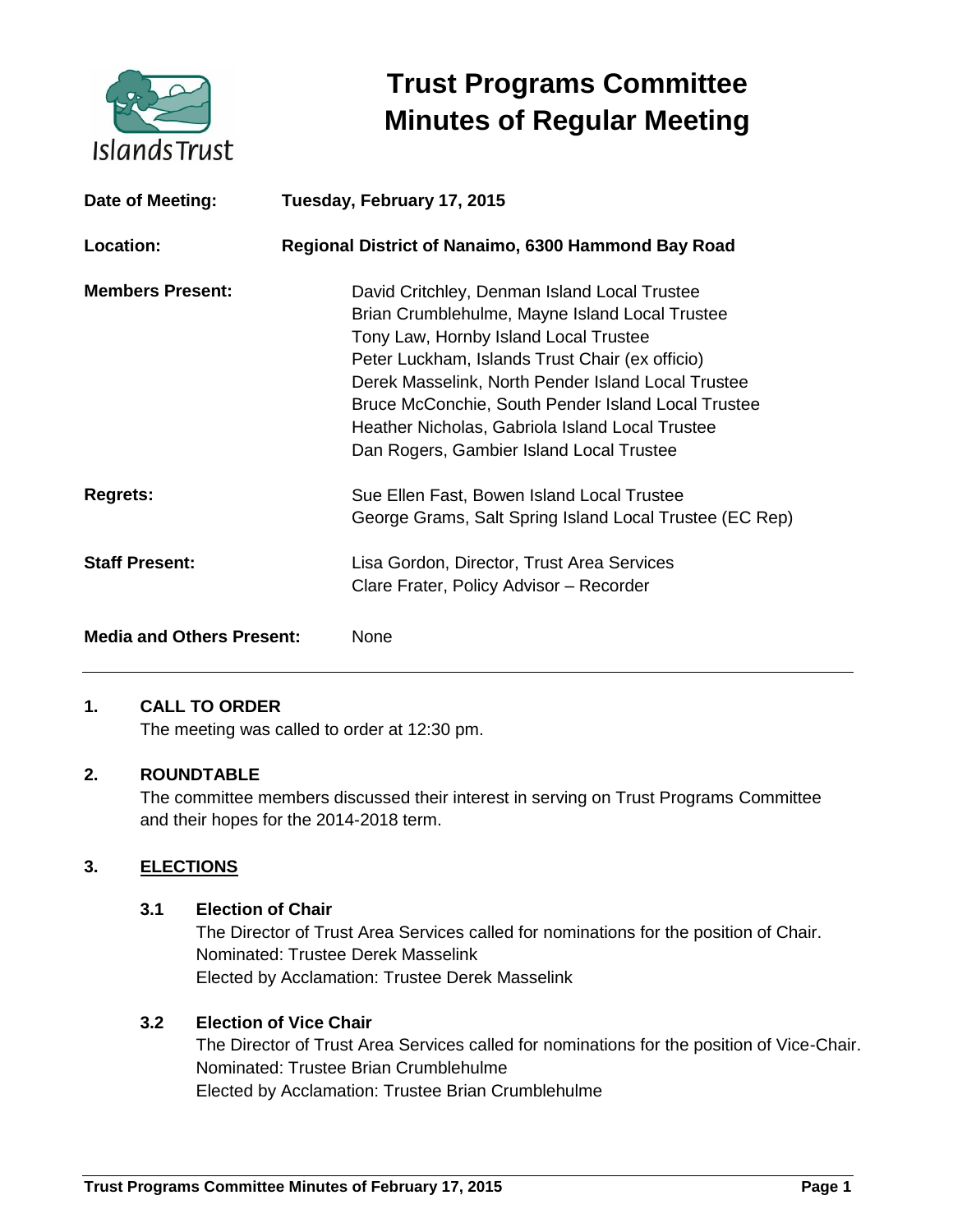# Trust Programs Committee
# Minutes of Regular Meeting

**Date of Meeting:** **Tuesday, February 17, 2015**

**Location:** **Regional District of Nanaimo, 6300 Hammond Bay Road**

**Members Present:**
David Critchley, Denman Island Local Trustee
Brian Crumblehulme, Mayne Island Local Trustee
Tony Law, Hornby Island Local Trustee
Peter Luckham, Islands Trust Chair (ex officio)
Derek Masselink, North Pender Island Local Trustee
Bruce McConchie, South Pender Island Local Trustee
Heather Nicholas, Gabriola Island Local Trustee
Dan Rogers, Gambier Island Local Trustee

**Regrets:**
Sue Ellen Fast, Bowen Island Local Trustee
George Grams, Salt Spring Island Local Trustee (EC Rep)

**Staff Present:**
Lisa Gordon, Director, Trust Area Services
Clare Frater, Policy Advisor – Recorder

**Media and Others Present:** None

---

## 1. CALL TO ORDER

The meeting was called to order at 12:30 pm.

## 2. ROUNDTABLE

The committee members discussed their interest in serving on Trust Programs Committee and their hopes for the 2014-2018 term.

## 3. ELECTIONS

### 3.1 Election of Chair

The Director of Trust Area Services called for nominations for the position of Chair.
Nominated: Trustee Derek Masselink
Elected by Acclamation: Trustee Derek Masselink

### 3.2 Election of Vice Chair

The Director of Trust Area Services called for nominations for the position of Vice-Chair.
Nominated: Trustee Brian Crumblehulme
Elected by Acclamation: Trustee Brian Crumblehulme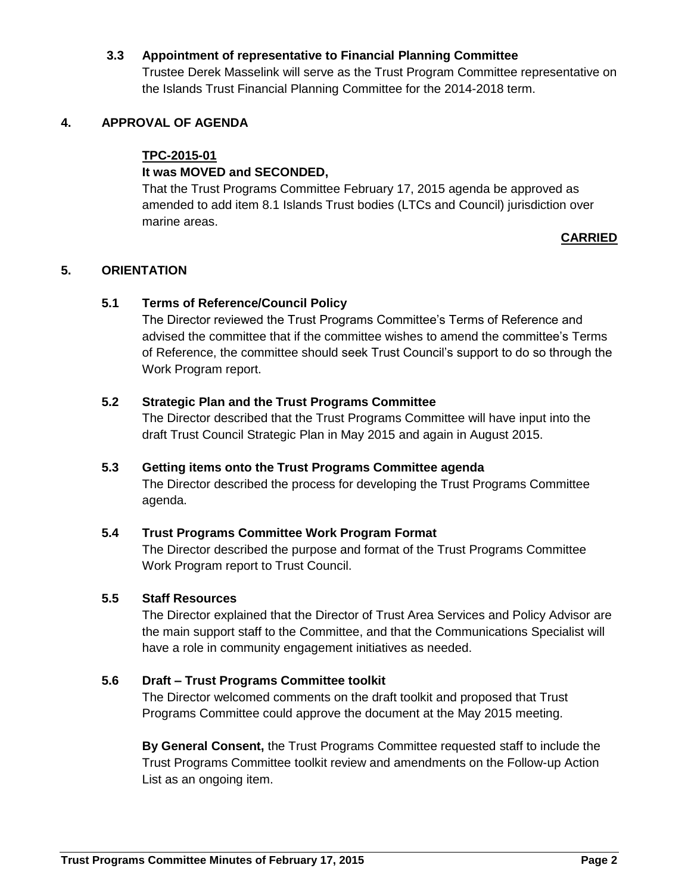### 3.3 Appointment of representative to Financial Planning Committee

Trustee Derek Masselink will serve as the Trust Program Committee representative on the Islands Trust Financial Planning Committee for the 2014-2018 term.

## 4. APPROVAL OF AGENDA

**TPC-2015-01**

**It was MOVED and SECONDED,**

That the Trust Programs Committee February 17, 2015 agenda be approved as amended to add item 8.1 Islands Trust bodies (LTCs and Council) jurisdiction over marine areas.

**CARRIED**

## 5. ORIENTATION

### 5.1 Terms of Reference/Council Policy

The Director reviewed the Trust Programs Committee's Terms of Reference and advised the committee that if the committee wishes to amend the committee's Terms of Reference, the committee should seek Trust Council's support to do so through the Work Program report.

### 5.2 Strategic Plan and the Trust Programs Committee

The Director described that the Trust Programs Committee will have input into the draft Trust Council Strategic Plan in May 2015 and again in August 2015.

### 5.3 Getting items onto the Trust Programs Committee agenda

The Director described the process for developing the Trust Programs Committee agenda.

### 5.4 Trust Programs Committee Work Program Format

The Director described the purpose and format of the Trust Programs Committee Work Program report to Trust Council.

### 5.5 Staff Resources

The Director explained that the Director of Trust Area Services and Policy Advisor are the main support staff to the Committee, and that the Communications Specialist will have a role in community engagement initiatives as needed.

### 5.6 Draft – Trust Programs Committee toolkit

The Director welcomed comments on the draft toolkit and proposed that Trust Programs Committee could approve the document at the May 2015 meeting.

**By General Consent,** the Trust Programs Committee requested staff to include the Trust Programs Committee toolkit review and amendments on the Follow-up Action List as an ongoing item.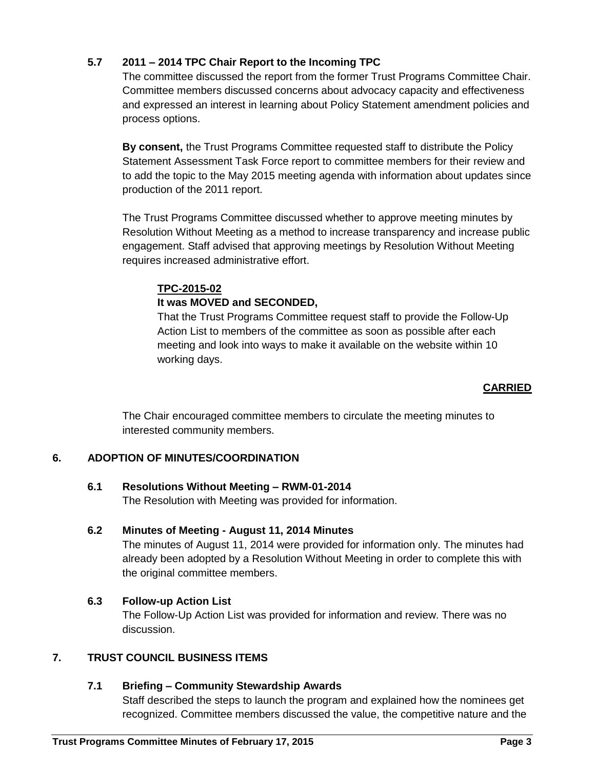### 5.7 2011 – 2014 TPC Chair Report to the Incoming TPC

The committee discussed the report from the former Trust Programs Committee Chair. Committee members discussed concerns about advocacy capacity and effectiveness and expressed an interest in learning about Policy Statement amendment policies and process options.

**By consent,** the Trust Programs Committee requested staff to distribute the Policy Statement Assessment Task Force report to committee members for their review and to add the topic to the May 2015 meeting agenda with information about updates since production of the 2011 report.

The Trust Programs Committee discussed whether to approve meeting minutes by Resolution Without Meeting as a method to increase transparency and increase public engagement. Staff advised that approving meetings by Resolution Without Meeting requires increased administrative effort.

> **TPC-2015-02**
> **It was MOVED and SECONDED,**
> That the Trust Programs Committee request staff to provide the Follow-Up Action List to members of the committee as soon as possible after each meeting and look into ways to make it available on the website within 10 working days.

**CARRIED**

The Chair encouraged committee members to circulate the meeting minutes to interested community members.

## 6. ADOPTION OF MINUTES/COORDINATION

### 6.1 Resolutions Without Meeting – RWM-01-2014

The Resolution with Meeting was provided for information.

### 6.2 Minutes of Meeting - August 11, 2014 Minutes

The minutes of August 11, 2014 were provided for information only. The minutes had already been adopted by a Resolution Without Meeting in order to complete this with the original committee members.

### 6.3 Follow-up Action List

The Follow-Up Action List was provided for information and review. There was no discussion.

## 7. TRUST COUNCIL BUSINESS ITEMS

### 7.1 Briefing – Community Stewardship Awards

Staff described the steps to launch the program and explained how the nominees get recognized. Committee members discussed the value, the competitive nature and the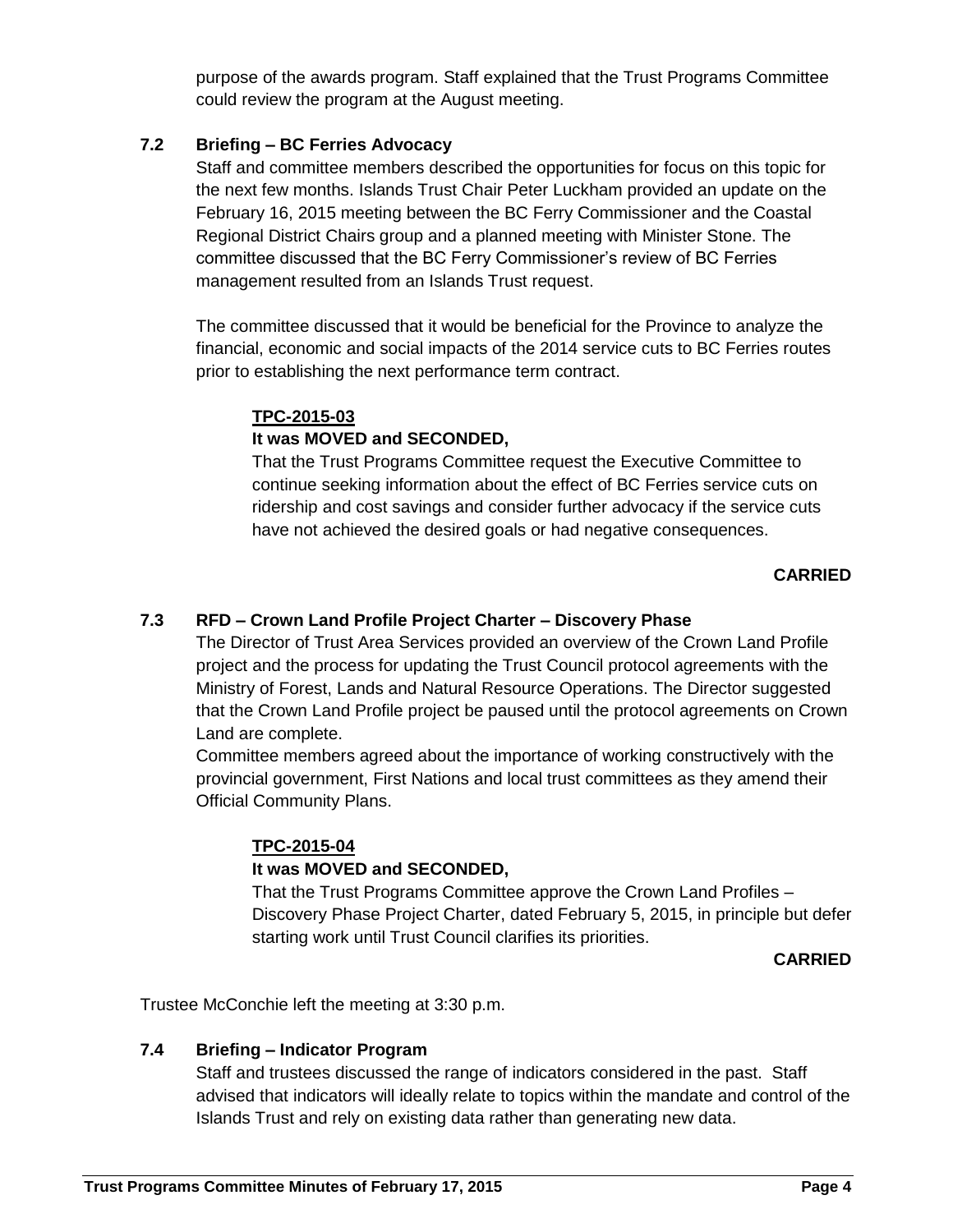purpose of the awards program. Staff explained that the Trust Programs Committee could review the program at the August meeting.

### 7.2 Briefing – BC Ferries Advocacy

Staff and committee members described the opportunities for focus on this topic for the next few months. Islands Trust Chair Peter Luckham provided an update on the February 16, 2015 meeting between the BC Ferry Commissioner and the Coastal Regional District Chairs group and a planned meeting with Minister Stone. The committee discussed that the BC Ferry Commissioner's review of BC Ferries management resulted from an Islands Trust request.

The committee discussed that it would be beneficial for the Province to analyze the financial, economic and social impacts of the 2014 service cuts to BC Ferries routes prior to establishing the next performance term contract.

**TPC-2015-03**

**It was MOVED and SECONDED,**

That the Trust Programs Committee request the Executive Committee to continue seeking information about the effect of BC Ferries service cuts on ridership and cost savings and consider further advocacy if the service cuts have not achieved the desired goals or had negative consequences.

**CARRIED**

### 7.3 RFD – Crown Land Profile Project Charter – Discovery Phase

The Director of Trust Area Services provided an overview of the Crown Land Profile project and the process for updating the Trust Council protocol agreements with the Ministry of Forest, Lands and Natural Resource Operations. The Director suggested that the Crown Land Profile project be paused until the protocol agreements on Crown Land are complete.

Committee members agreed about the importance of working constructively with the provincial government, First Nations and local trust committees as they amend their Official Community Plans.

**TPC-2015-04**

**It was MOVED and SECONDED,**

That the Trust Programs Committee approve the Crown Land Profiles – Discovery Phase Project Charter, dated February 5, 2015, in principle but defer starting work until Trust Council clarifies its priorities.

**CARRIED**

Trustee McConchie left the meeting at 3:30 p.m.

### 7.4 Briefing – Indicator Program

Staff and trustees discussed the range of indicators considered in the past. Staff advised that indicators will ideally relate to topics within the mandate and control of the Islands Trust and rely on existing data rather than generating new data.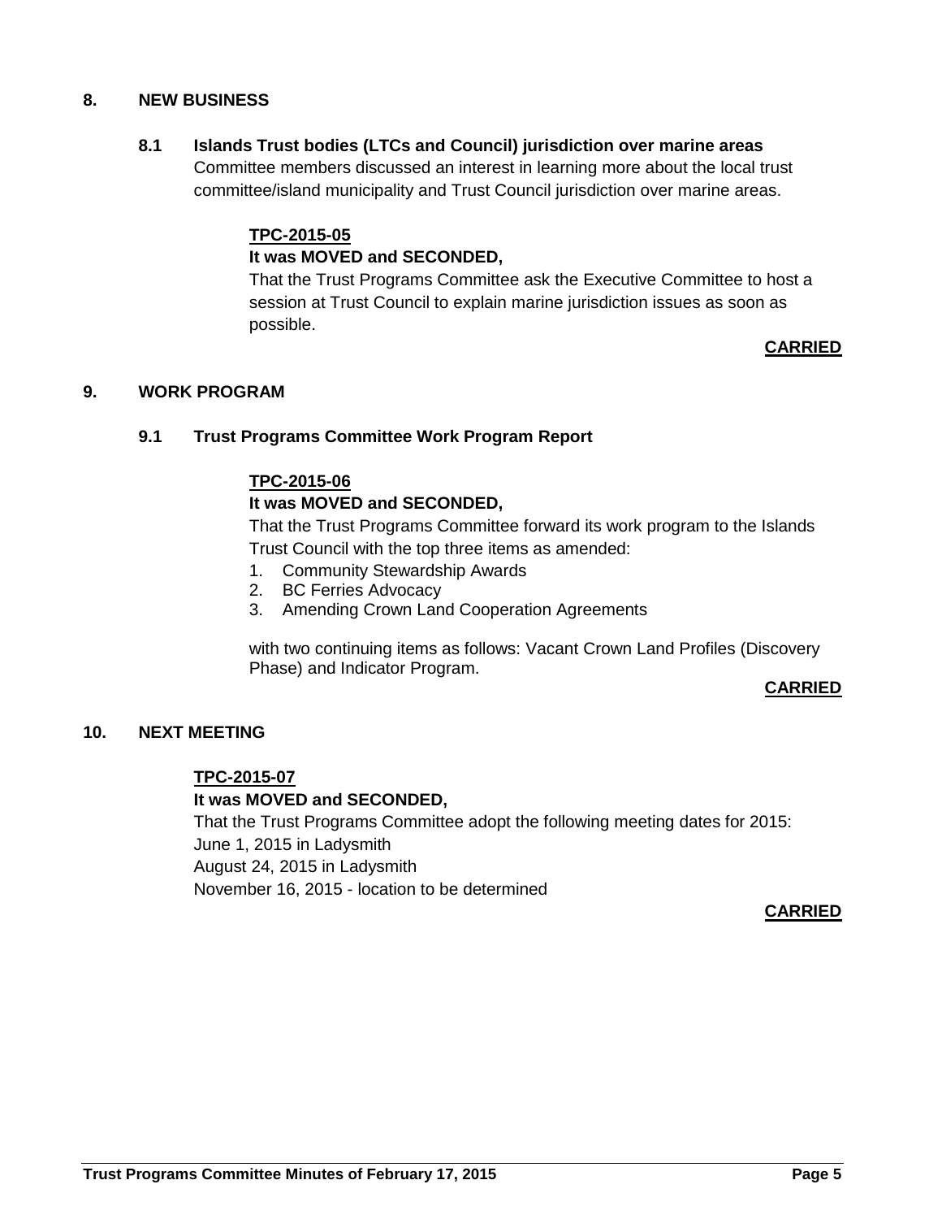## 8. NEW BUSINESS

### 8.1 Islands Trust bodies (LTCs and Council) jurisdiction over marine areas

Committee members discussed an interest in learning more about the local trust committee/island municipality and Trust Council jurisdiction over marine areas.

**TPC-2015-05**

**It was MOVED and SECONDED,**

That the Trust Programs Committee ask the Executive Committee to host a session at Trust Council to explain marine jurisdiction issues as soon as possible.

**CARRIED**

## 9. WORK PROGRAM

### 9.1 Trust Programs Committee Work Program Report

**TPC-2015-06**

**It was MOVED and SECONDED,**

That the Trust Programs Committee forward its work program to the Islands Trust Council with the top three items as amended:

1. Community Stewardship Awards
2. BC Ferries Advocacy
3. Amending Crown Land Cooperation Agreements

with two continuing items as follows: Vacant Crown Land Profiles (Discovery Phase) and Indicator Program.

**CARRIED**

## 10. NEXT MEETING

**TPC-2015-07**

**It was MOVED and SECONDED,**

That the Trust Programs Committee adopt the following meeting dates for 2015:
June 1, 2015 in Ladysmith
August 24, 2015 in Ladysmith
November 16, 2015 - location to be determined

**CARRIED**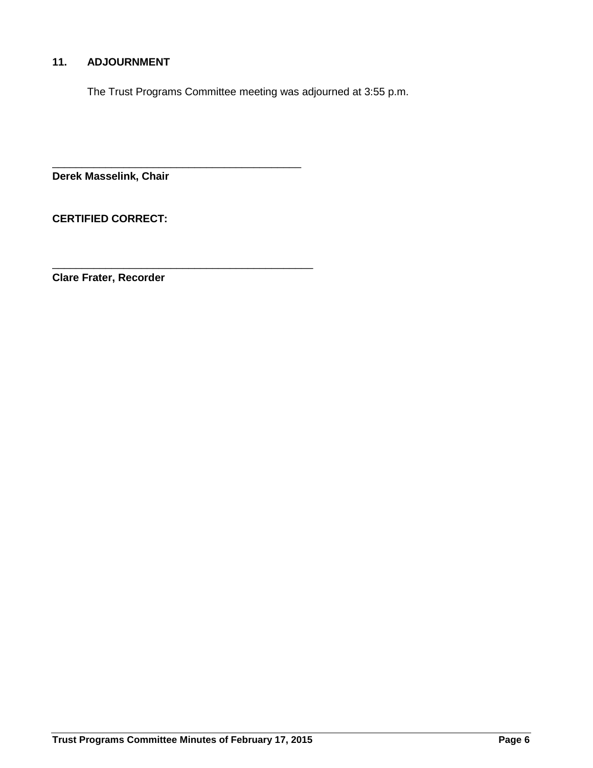## 11. ADJOURNMENT

The Trust Programs Committee meeting was adjourned at 3:55 p.m.

\_\_\_\_\_\_\_\_\_\_\_\_\_\_\_\_\_\_\_\_\_\_\_\_\_\_\_\_\_\_\_\_\_\_\_\_\_\_\_\_\_\_\_\_

**Derek Masselink, Chair**

**CERTIFIED CORRECT:**

\_\_\_\_\_\_\_\_\_\_\_\_\_\_\_\_\_\_\_\_\_\_\_\_\_\_\_\_\_\_\_\_\_\_\_\_\_\_\_\_\_\_\_\_

**Clare Frater, Recorder**